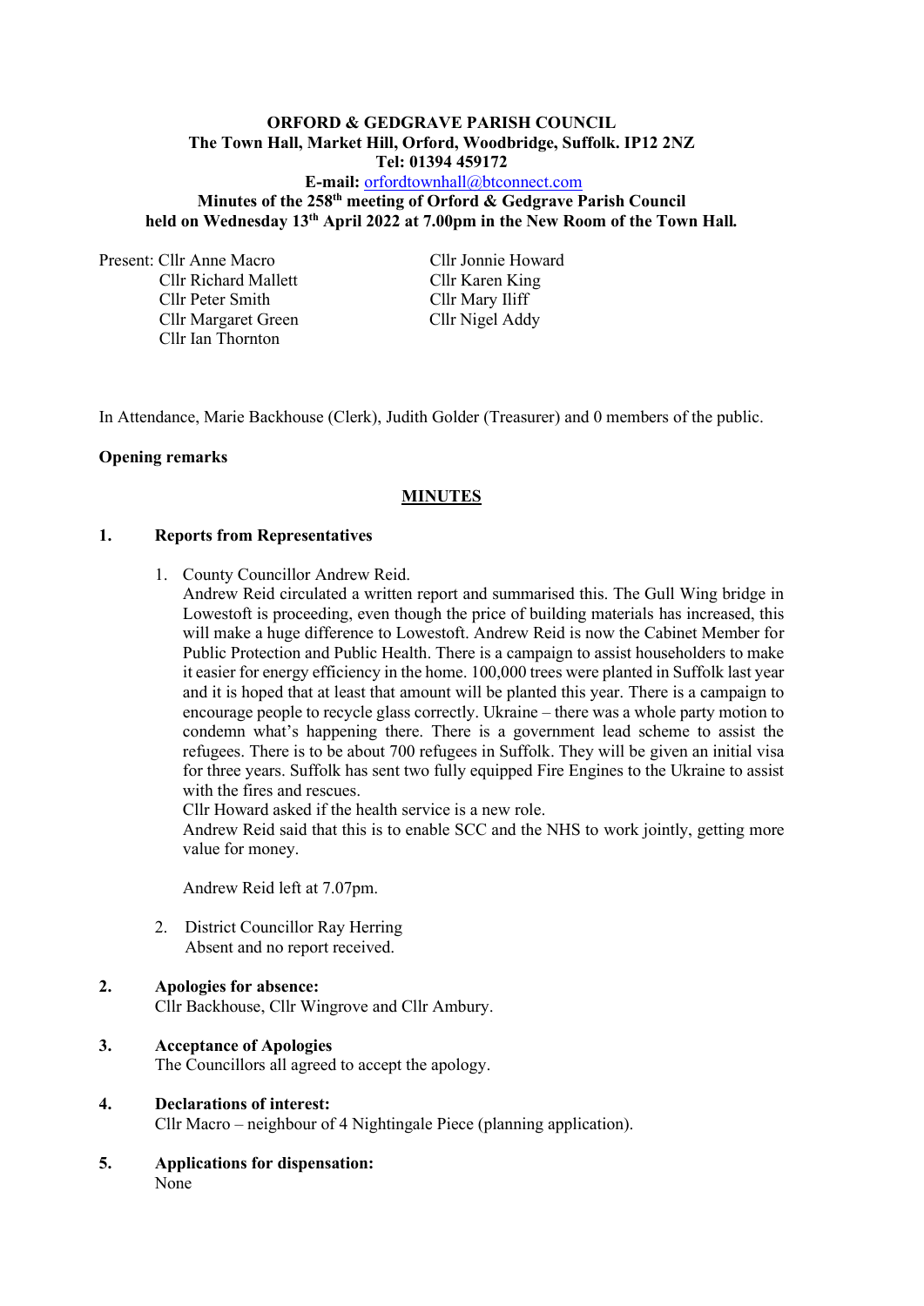**ORFORD & GEDGRAVE PARISH COUNCIL**
**The Town Hall, Market Hill, Orford, Woodbridge, Suffolk. IP12 2NZ**
**Tel: 01394 459172**
**E-mail:** orfordtownhall@btconnect.com
**Minutes of the 258th meeting of Orford & Gedgrave Parish Council**
**held on Wednesday 13th April 2022 at 7.00pm in the New Room of the Town Hall.**

Present: Cllr Anne Macro
Cllr Richard Mallett
Cllr Peter Smith
Cllr Margaret Green
Cllr Ian Thornton
Cllr Jonnie Howard
Cllr Karen King
Cllr Mary Iliff
Cllr Nigel Addy

In Attendance, Marie Backhouse (Clerk), Judith Golder (Treasurer) and 0 members of the public.

**Opening remarks**

## MINUTES

**1. Reports from Representatives**

1. County Councillor Andrew Reid.
   Andrew Reid circulated a written report and summarised this. The Gull Wing bridge in Lowestoft is proceeding, even though the price of building materials has increased, this will make a huge difference to Lowestoft. Andrew Reid is now the Cabinet Member for Public Protection and Public Health. There is a campaign to assist householders to make it easier for energy efficiency in the home. 100,000 trees were planted in Suffolk last year and it is hoped that at least that amount will be planted this year. There is a campaign to encourage people to recycle glass correctly. Ukraine – there was a whole party motion to condemn what's happening there. There is a government lead scheme to assist the refugees. There is to be about 700 refugees in Suffolk. They will be given an initial visa for three years. Suffolk has sent two fully equipped Fire Engines to the Ukraine to assist with the fires and rescues.
   Cllr Howard asked if the health service is a new role.
   Andrew Reid said that this is to enable SCC and the NHS to work jointly, getting more value for money.

   Andrew Reid left at 7.07pm.

2. District Councillor Ray Herring
   Absent and no report received.

**2. Apologies for absence:**
Cllr Backhouse, Cllr Wingrove and Cllr Ambury.

**3. Acceptance of Apologies**
The Councillors all agreed to accept the apology.

**4. Declarations of interest:**
Cllr Macro – neighbour of 4 Nightingale Piece (planning application).

**5. Applications for dispensation:**
None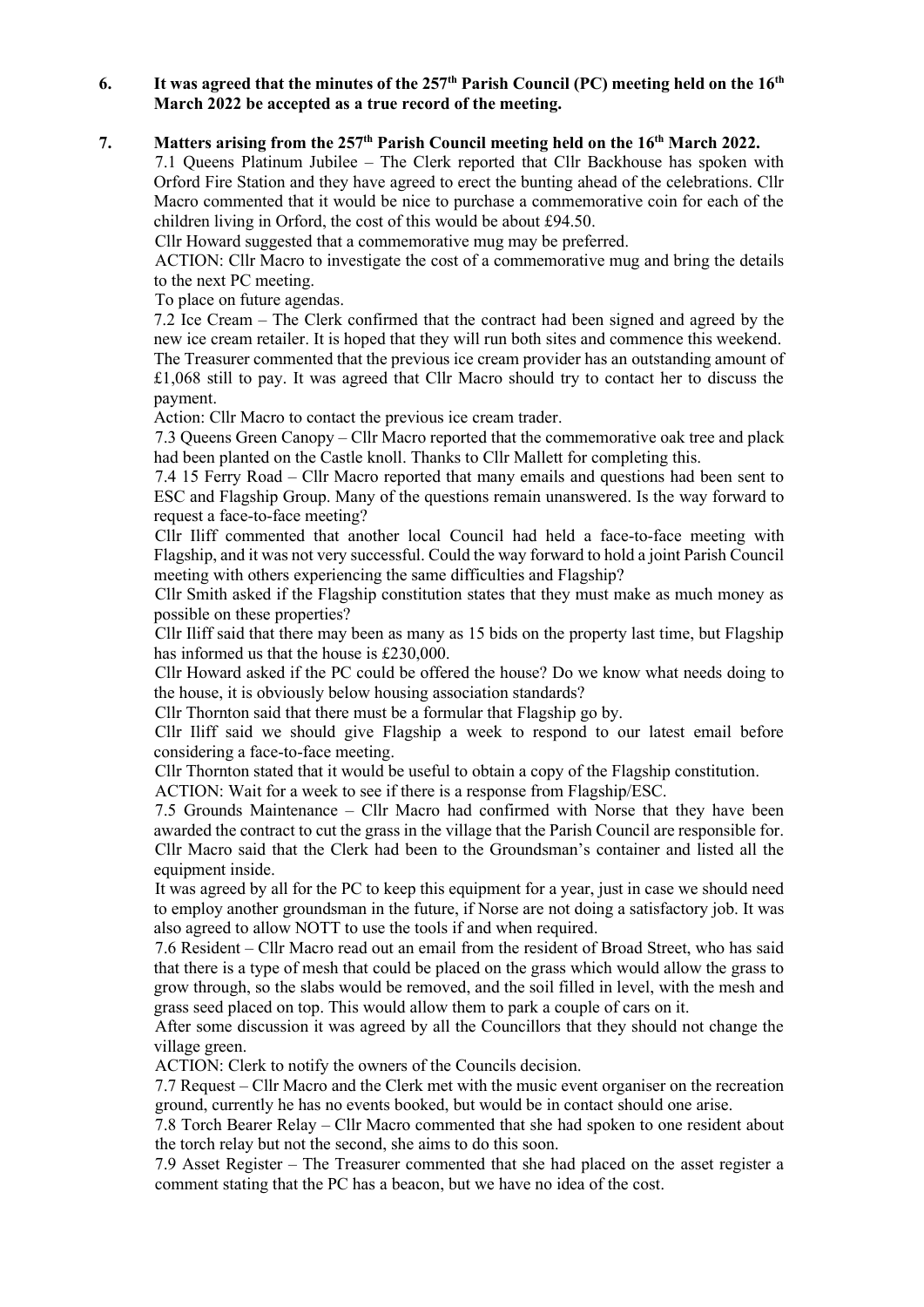**6. It was agreed that the minutes of the 257th Parish Council (PC) meeting held on the 16th March 2022 be accepted as a true record of the meeting.**

**7. Matters arising from the 257th Parish Council meeting held on the 16th March 2022.**

7.1 Queens Platinum Jubilee – The Clerk reported that Cllr Backhouse has spoken with Orford Fire Station and they have agreed to erect the bunting ahead of the celebrations. Cllr Macro commented that it would be nice to purchase a commemorative coin for each of the children living in Orford, the cost of this would be about £94.50.

Cllr Howard suggested that a commemorative mug may be preferred.

ACTION: Cllr Macro to investigate the cost of a commemorative mug and bring the details to the next PC meeting.

To place on future agendas.

7.2 Ice Cream – The Clerk confirmed that the contract had been signed and agreed by the new ice cream retailer. It is hoped that they will run both sites and commence this weekend. The Treasurer commented that the previous ice cream provider has an outstanding amount of £1,068 still to pay. It was agreed that Cllr Macro should try to contact her to discuss the payment.

Action: Cllr Macro to contact the previous ice cream trader.

7.3 Queens Green Canopy – Cllr Macro reported that the commemorative oak tree and plack had been planted on the Castle knoll. Thanks to Cllr Mallett for completing this.

7.4 15 Ferry Road – Cllr Macro reported that many emails and questions had been sent to ESC and Flagship Group. Many of the questions remain unanswered. Is the way forward to request a face-to-face meeting?

Cllr Iliff commented that another local Council had held a face-to-face meeting with Flagship, and it was not very successful. Could the way forward to hold a joint Parish Council meeting with others experiencing the same difficulties and Flagship?

Cllr Smith asked if the Flagship constitution states that they must make as much money as possible on these properties?

Cllr Iliff said that there may been as many as 15 bids on the property last time, but Flagship has informed us that the house is £230,000.

Cllr Howard asked if the PC could be offered the house? Do we know what needs doing to the house, it is obviously below housing association standards?

Cllr Thornton said that there must be a formular that Flagship go by.

Cllr Iliff said we should give Flagship a week to respond to our latest email before considering a face-to-face meeting.

Cllr Thornton stated that it would be useful to obtain a copy of the Flagship constitution.

ACTION: Wait for a week to see if there is a response from Flagship/ESC.

7.5 Grounds Maintenance – Cllr Macro had confirmed with Norse that they have been awarded the contract to cut the grass in the village that the Parish Council are responsible for. Cllr Macro said that the Clerk had been to the Groundsman's container and listed all the equipment inside.

It was agreed by all for the PC to keep this equipment for a year, just in case we should need to employ another groundsman in the future, if Norse are not doing a satisfactory job. It was also agreed to allow NOTT to use the tools if and when required.

7.6 Resident – Cllr Macro read out an email from the resident of Broad Street, who has said that there is a type of mesh that could be placed on the grass which would allow the grass to grow through, so the slabs would be removed, and the soil filled in level, with the mesh and grass seed placed on top. This would allow them to park a couple of cars on it.

After some discussion it was agreed by all the Councillors that they should not change the village green.

ACTION: Clerk to notify the owners of the Councils decision.

7.7 Request – Cllr Macro and the Clerk met with the music event organiser on the recreation ground, currently he has no events booked, but would be in contact should one arise.

7.8 Torch Bearer Relay – Cllr Macro commented that she had spoken to one resident about the torch relay but not the second, she aims to do this soon.

7.9 Asset Register – The Treasurer commented that she had placed on the asset register a comment stating that the PC has a beacon, but we have no idea of the cost.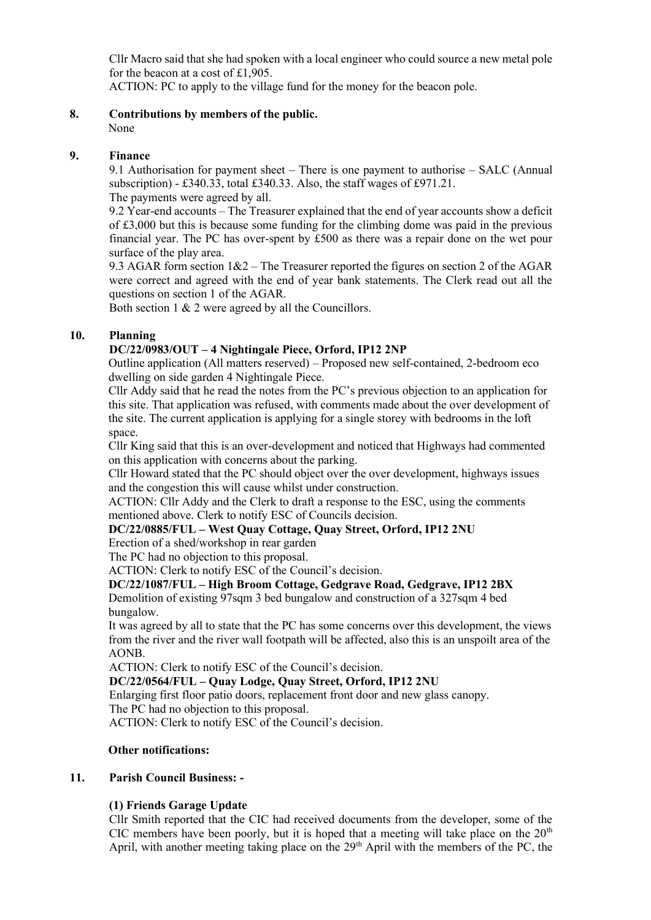Cllr Macro said that she had spoken with a local engineer who could source a new metal pole for the beacon at a cost of £1,905.

ACTION: PC to apply to the village fund for the money for the beacon pole.

## 8. Contributions by members of the public.

None

## 9. Finance

9.1 Authorisation for payment sheet – There is one payment to authorise – SALC (Annual subscription) - £340.33, total £340.33. Also, the staff wages of £971.21.

The payments were agreed by all.

9.2 Year-end accounts – The Treasurer explained that the end of year accounts show a deficit of £3,000 but this is because some funding for the climbing dome was paid in the previous financial year. The PC has over-spent by £500 as there was a repair done on the wet pour surface of the play area.

9.3 AGAR form section 1&2 – The Treasurer reported the figures on section 2 of the AGAR were correct and agreed with the end of year bank statements. The Clerk read out all the questions on section 1 of the AGAR.

Both section 1 & 2 were agreed by all the Councillors.

## 10. Planning

**DC/22/0983/OUT – 4 Nightingale Piece, Orford, IP12 2NP**

Outline application (All matters reserved) – Proposed new self-contained, 2-bedroom eco dwelling on side garden 4 Nightingale Piece.

Cllr Addy said that he read the notes from the PC's previous objection to an application for this site. That application was refused, with comments made about the over development of the site. The current application is applying for a single storey with bedrooms in the loft space.

Cllr King said that this is an over-development and noticed that Highways had commented on this application with concerns about the parking.

Cllr Howard stated that the PC should object over the over development, highways issues and the congestion this will cause whilst under construction.

ACTION: Cllr Addy and the Clerk to draft a response to the ESC, using the comments mentioned above. Clerk to notify ESC of Councils decision.

**DC/22/0885/FUL – West Quay Cottage, Quay Street, Orford, IP12 2NU**

Erection of a shed/workshop in rear garden

The PC had no objection to this proposal.

ACTION: Clerk to notify ESC of the Council's decision.

**DC/22/1087/FUL – High Broom Cottage, Gedgrave Road, Gedgrave, IP12 2BX**

Demolition of existing 97sqm 3 bed bungalow and construction of a 327sqm 4 bed bungalow.

It was agreed by all to state that the PC has some concerns over this development, the views from the river and the river wall footpath will be affected, also this is an unspoilt area of the AONB.

ACTION: Clerk to notify ESC of the Council's decision.

**DC/22/0564/FUL – Quay Lodge, Quay Street, Orford, IP12 2NU**

Enlarging first floor patio doors, replacement front door and new glass canopy.

The PC had no objection to this proposal.

ACTION: Clerk to notify ESC of the Council's decision.

**Other notifications:**

## 11. Parish Council Business: -

**(1) Friends Garage Update**

Cllr Smith reported that the CIC had received documents from the developer, some of the CIC members have been poorly, but it is hoped that a meeting will take place on the 20th April, with another meeting taking place on the 29th April with the members of the PC, the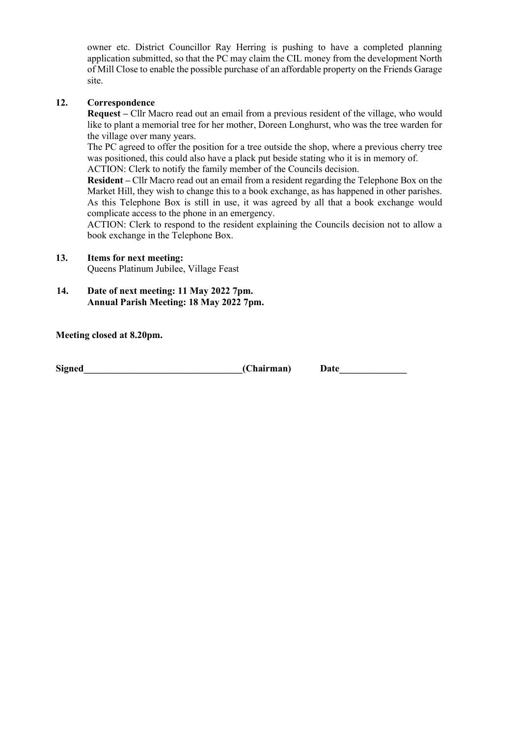owner etc. District Councillor Ray Herring is pushing to have a completed planning application submitted, so that the PC may claim the CIL money from the development North of Mill Close to enable the possible purchase of an affordable property on the Friends Garage site.

**12. Correspondence**

**Request –** Cllr Macro read out an email from a previous resident of the village, who would like to plant a memorial tree for her mother, Doreen Longhurst, who was the tree warden for the village over many years.

The PC agreed to offer the position for a tree outside the shop, where a previous cherry tree was positioned, this could also have a plack put beside stating who it is in memory of.

ACTION: Clerk to notify the family member of the Councils decision.

**Resident –** Cllr Macro read out an email from a resident regarding the Telephone Box on the Market Hill, they wish to change this to a book exchange, as has happened in other parishes. As this Telephone Box is still in use, it was agreed by all that a book exchange would complicate access to the phone in an emergency.

ACTION: Clerk to respond to the resident explaining the Councils decision not to allow a book exchange in the Telephone Box.

**13. Items for next meeting:**

Queens Platinum Jubilee, Village Feast

**14. Date of next meeting: 11 May 2022 7pm.**
**Annual Parish Meeting: 18 May 2022 7pm.**

**Meeting closed at 8.20pm.**

**Signed__________________________________(Chairman) Date______________**